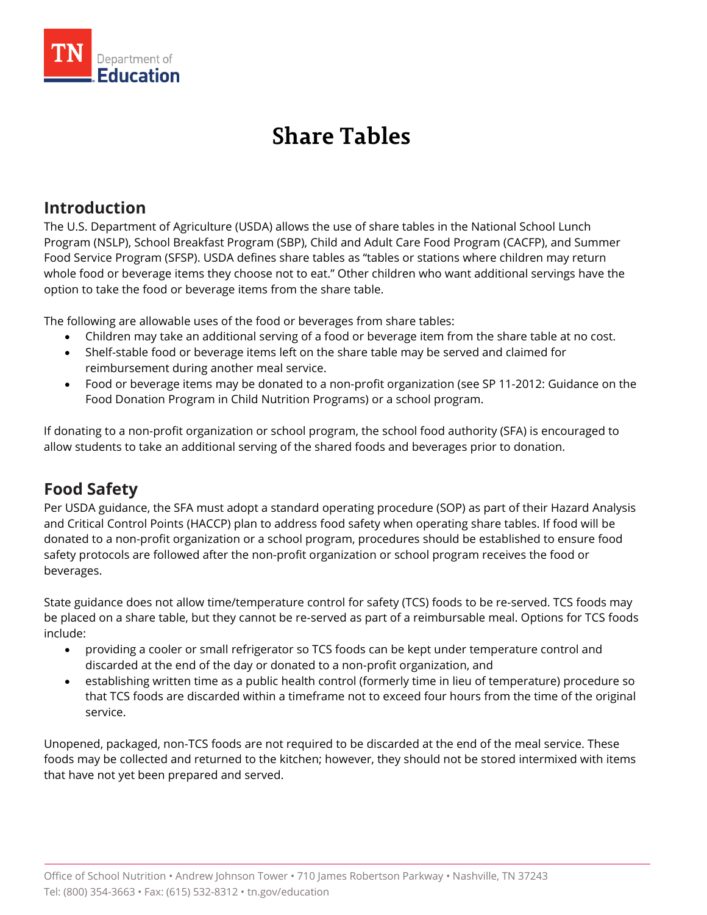# Share Tables

## Introduction

The U.S. Department of Agriculture (USDA) allows the use of share tables in the National School Lunch Program (NSLP), School Breakfast Program (SBP), Child and Adult Care Food Program (CACFP), and Summer Food Service Program (SFSP). USDA defines share tables as "tables or stations where children may return whole food or beverage items they choose not to eat." Other children who want additional servings have the option to take the food or beverage items from the share table.

The following are allowable uses of the food or beverages from share tables:

- Children may take an additional serving of a food or beverage item from the share table at no cost.
- Shelf-stable food or beverage items left on the share table may be served and claimed for reimbursement during another meal service.
- Food or beverage items may be donated to a non-profit organization (see SP 11-2012: Guidance on the Food Donation Program in Child Nutrition Programs) or a school program.

If donating to a non-profit organization or school program, the school food authority (SFA) is encouraged to allow students to take an additional serving of the shared foods and beverages prior to donation.

## Food Safety

Per USDA guidance, the SFA must adopt a standard operating procedure (SOP) as part of their Hazard Analysis and Critical Control Points (HACCP) plan to address food safety when operating share tables. If food will be donated to a non-profit organization or a school program, procedures should be established to ensure food safety protocols are followed after the non-profit organization or school program receives the food or beverages.

State guidance does not allow time/temperature control for safety (TCS) foods to be re-served. TCS foods may be placed on a share table, but they cannot be re-served as part of a reimbursable meal. Options for TCS foods include:

- providing a cooler or small refrigerator so TCS foods can be kept under temperature control and discarded at the end of the day or donated to a non-profit organization, and
- establishing written time as a public health control (formerly time in lieu of temperature) procedure so that TCS foods are discarded within a timeframe not to exceed four hours from the time of the original service.

Unopened, packaged, non-TCS foods are not required to be discarded at the end of the meal service. These foods may be collected and returned to the kitchen; however, they should not be stored intermixed with items that have not yet been prepared and served.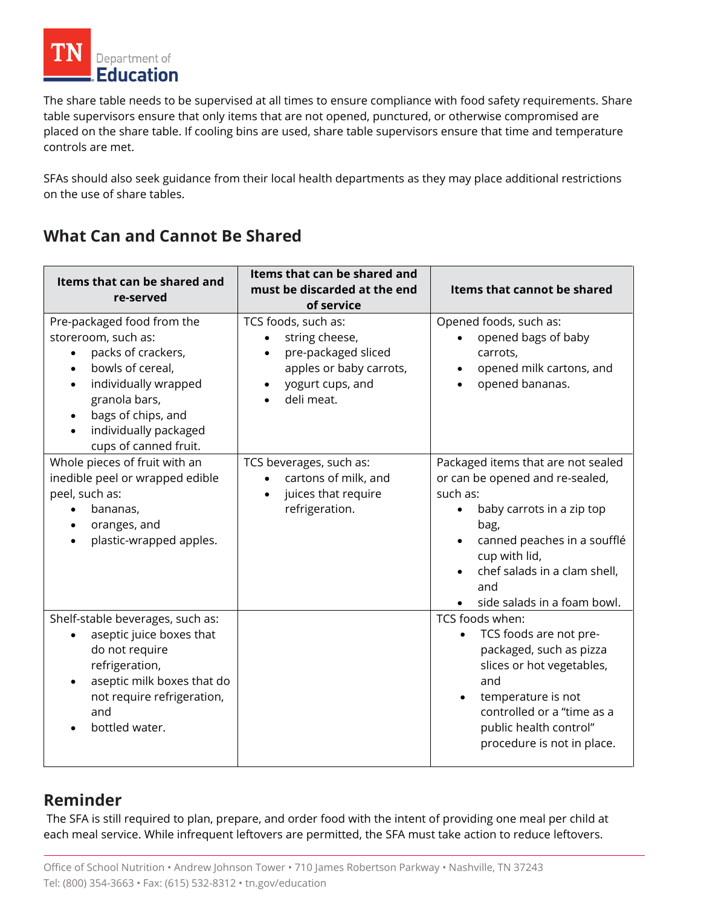The share table needs to be supervised at all times to ensure compliance with food safety requirements. Share table supervisors ensure that only items that are not opened, punctured, or otherwise compromised are placed on the share table. If cooling bins are used, share table supervisors ensure that time and temperature controls are met.

SFAs should also seek guidance from their local health departments as they may place additional restrictions on the use of share tables.

## What Can and Cannot Be Shared

| Items that can be shared and re-served | Items that can be shared and must be discarded at the end of service | Items that cannot be shared |
|---|---|---|
| Pre-packaged food from the storeroom, such as:<br>• packs of crackers,<br>• bowls of cereal,<br>• individually wrapped granola bars,<br>• bags of chips, and<br>• individually packaged cups of canned fruit. | TCS foods, such as:<br>• string cheese,<br>• pre-packaged sliced apples or baby carrots,<br>• yogurt cups, and<br>• deli meat. | Opened foods, such as:<br>• opened bags of baby carrots,<br>• opened milk cartons, and<br>• opened bananas. |
| Whole pieces of fruit with an inedible peel or wrapped edible peel, such as:<br>• bananas,<br>• oranges, and<br>• plastic-wrapped apples. | TCS beverages, such as:<br>• cartons of milk, and<br>• juices that require refrigeration. | Packaged items that are not sealed or can be opened and re-sealed, such as:<br>• baby carrots in a zip top bag,<br>• canned peaches in a soufflé cup with lid,<br>• chef salads in a clam shell, and<br>• side salads in a foam bowl. |
| Shelf-stable beverages, such as:<br>• aseptic juice boxes that do not require refrigeration,<br>• aseptic milk boxes that do not require refrigeration, and<br>• bottled water. | | TCS foods when:<br>• TCS foods are not pre-packaged, such as pizza slices or hot vegetables, and<br>• temperature is not controlled or a "time as a public health control" procedure is not in place. |

## Reminder

The SFA is still required to plan, prepare, and order food with the intent of providing one meal per child at each meal service. While infrequent leftovers are permitted, the SFA must take action to reduce leftovers.

Office of School Nutrition • Andrew Johnson Tower • 710 James Robertson Parkway • Nashville, TN 37243
Tel: (800) 354-3663 • Fax: (615) 532-8312 • tn.gov/education